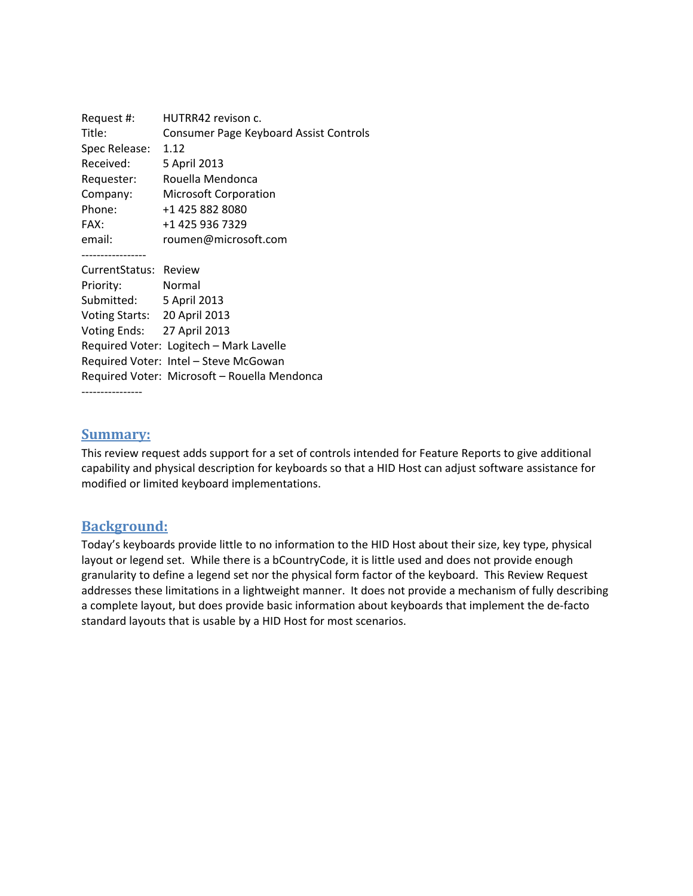Request #: HUTRR42 revison c.
Title: Consumer Page Keyboard Assist Controls
Spec Release: 1.12
Received: 5 April 2013
Requester: Rouella Mendonca
Company: Microsoft Corporation
Phone: +1 425 882 8080
FAX: +1 425 936 7329
email: roumen@microsoft.com

-----------------

CurrentStatus: Review
Priority: Normal
Submitted: 5 April 2013
Voting Starts: 20 April 2013
Voting Ends: 27 April 2013
Required Voter: Logitech – Mark Lavelle
Required Voter: Intel – Steve McGowan
Required Voter: Microsoft – Rouella Mendonca

----------------

## Summary:

This review request adds support for a set of controls intended for Feature Reports to give additional capability and physical description for keyboards so that a HID Host can adjust software assistance for modified or limited keyboard implementations.

## Background:

Today's keyboards provide little to no information to the HID Host about their size, key type, physical layout or legend set. While there is a bCountryCode, it is little used and does not provide enough granularity to define a legend set nor the physical form factor of the keyboard. This Review Request addresses these limitations in a lightweight manner. It does not provide a mechanism of fully describing a complete layout, but does provide basic information about keyboards that implement the de-facto standard layouts that is usable by a HID Host for most scenarios.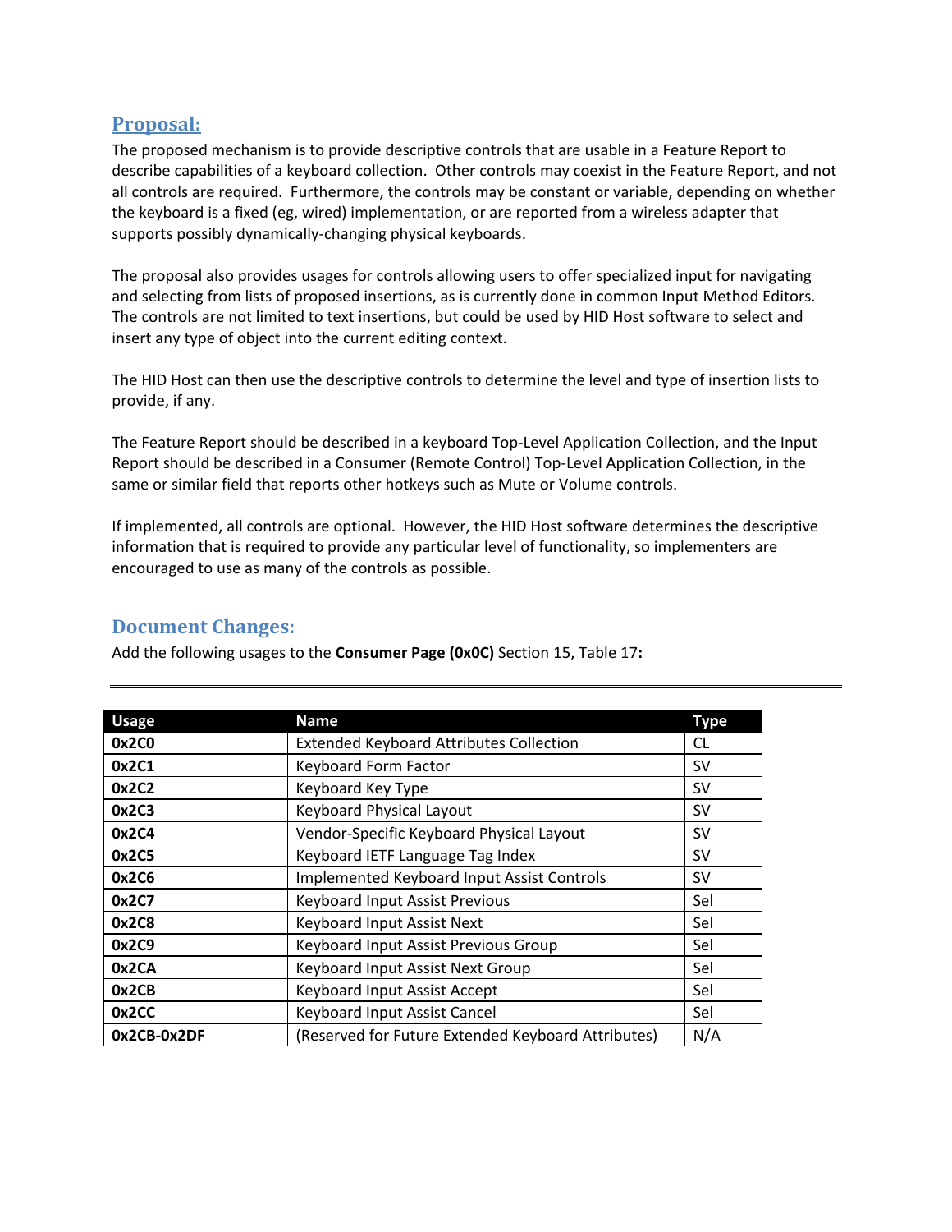## Proposal:

The proposed mechanism is to provide descriptive controls that are usable in a Feature Report to describe capabilities of a keyboard collection. Other controls may coexist in the Feature Report, and not all controls are required. Furthermore, the controls may be constant or variable, depending on whether the keyboard is a fixed (eg, wired) implementation, or are reported from a wireless adapter that supports possibly dynamically-changing physical keyboards.

The proposal also provides usages for controls allowing users to offer specialized input for navigating and selecting from lists of proposed insertions, as is currently done in common Input Method Editors. The controls are not limited to text insertions, but could be used by HID Host software to select and insert any type of object into the current editing context.

The HID Host can then use the descriptive controls to determine the level and type of insertion lists to provide, if any.

The Feature Report should be described in a keyboard Top-Level Application Collection, and the Input Report should be described in a Consumer (Remote Control) Top-Level Application Collection, in the same or similar field that reports other hotkeys such as Mute or Volume controls.

If implemented, all controls are optional. However, the HID Host software determines the descriptive information that is required to provide any particular level of functionality, so implementers are encouraged to use as many of the controls as possible.

## Document Changes:

Add the following usages to the **Consumer Page (0x0C)** Section 15, Table 17**:**

| Usage | Name | Type |
|---|---|---|
| **0x2C0** | Extended Keyboard Attributes Collection | CL |
| **0x2C1** | Keyboard Form Factor | SV |
| **0x2C2** | Keyboard Key Type | SV |
| **0x2C3** | Keyboard Physical Layout | SV |
| **0x2C4** | Vendor-Specific Keyboard Physical Layout | SV |
| **0x2C5** | Keyboard IETF Language Tag Index | SV |
| **0x2C6** | Implemented Keyboard Input Assist Controls | SV |
| **0x2C7** | Keyboard Input Assist Previous | Sel |
| **0x2C8** | Keyboard Input Assist Next | Sel |
| **0x2C9** | Keyboard Input Assist Previous Group | Sel |
| **0x2CA** | Keyboard Input Assist Next Group | Sel |
| **0x2CB** | Keyboard Input Assist Accept | Sel |
| **0x2CC** | Keyboard Input Assist Cancel | Sel |
| **0x2CB-0x2DF** | (Reserved for Future Extended Keyboard Attributes) | N/A |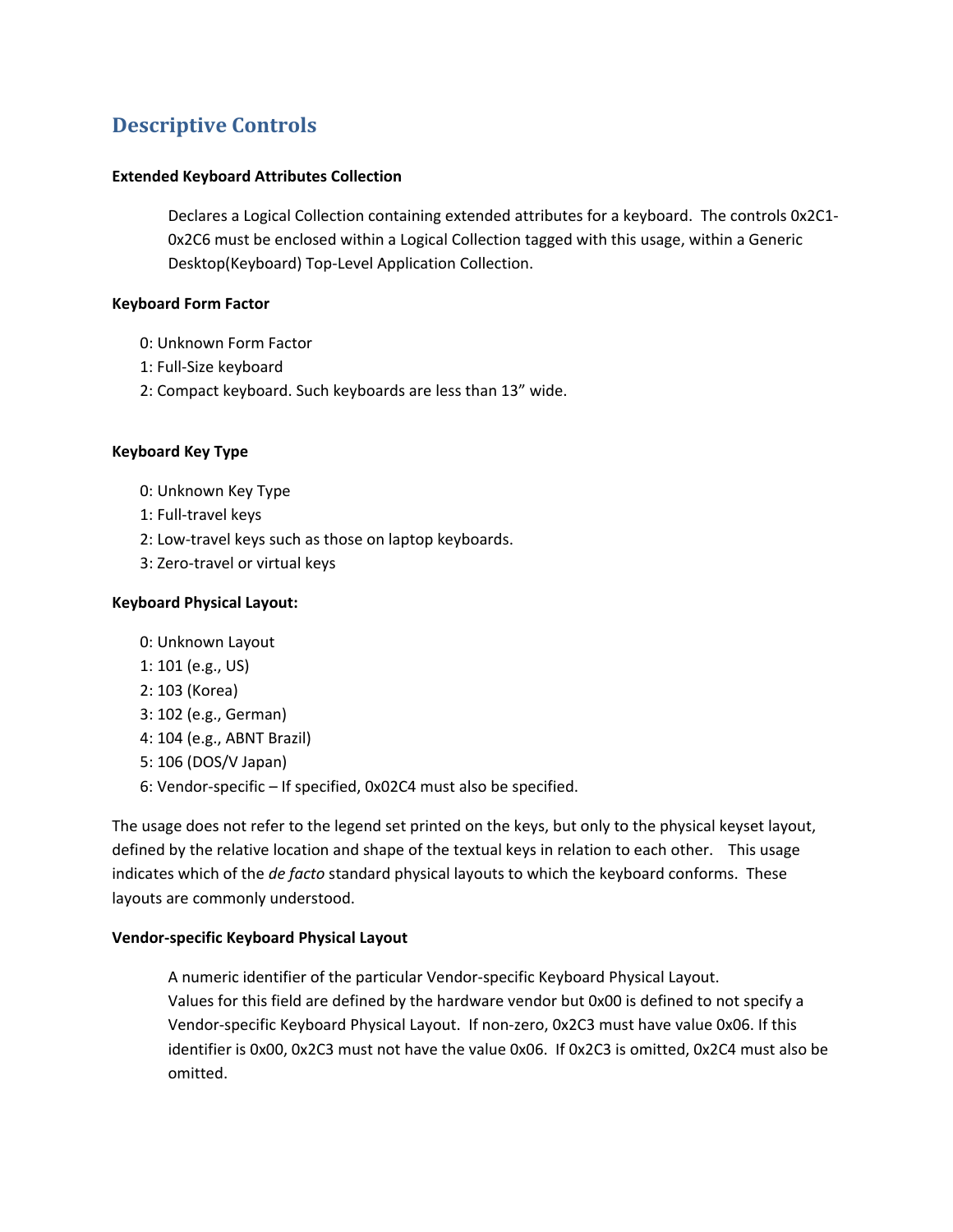## Descriptive Controls

**Extended Keyboard Attributes Collection**

> Declares a Logical Collection containing extended attributes for a keyboard. The controls 0x2C1-0x2C6 must be enclosed within a Logical Collection tagged with this usage, within a Generic Desktop(Keyboard) Top-Level Application Collection.

**Keyboard Form Factor**

- 0: Unknown Form Factor
- 1: Full-Size keyboard
- 2: Compact keyboard. Such keyboards are less than 13" wide.

**Keyboard Key Type**

- 0: Unknown Key Type
- 1: Full-travel keys
- 2: Low-travel keys such as those on laptop keyboards.
- 3: Zero-travel or virtual keys

**Keyboard Physical Layout:**

- 0: Unknown Layout
- 1: 101 (e.g., US)
- 2: 103 (Korea)
- 3: 102 (e.g., German)
- 4: 104 (e.g., ABNT Brazil)
- 5: 106 (DOS/V Japan)
- 6: Vendor-specific – If specified, 0x02C4 must also be specified.

The usage does not refer to the legend set printed on the keys, but only to the physical keyset layout, defined by the relative location and shape of the textual keys in relation to each other. This usage indicates which of the *de facto* standard physical layouts to which the keyboard conforms. These layouts are commonly understood.

**Vendor-specific Keyboard Physical Layout**

> A numeric identifier of the particular Vendor-specific Keyboard Physical Layout. Values for this field are defined by the hardware vendor but 0x00 is defined to not specify a Vendor-specific Keyboard Physical Layout. If non-zero, 0x2C3 must have value 0x06. If this identifier is 0x00, 0x2C3 must not have the value 0x06. If 0x2C3 is omitted, 0x2C4 must also be omitted.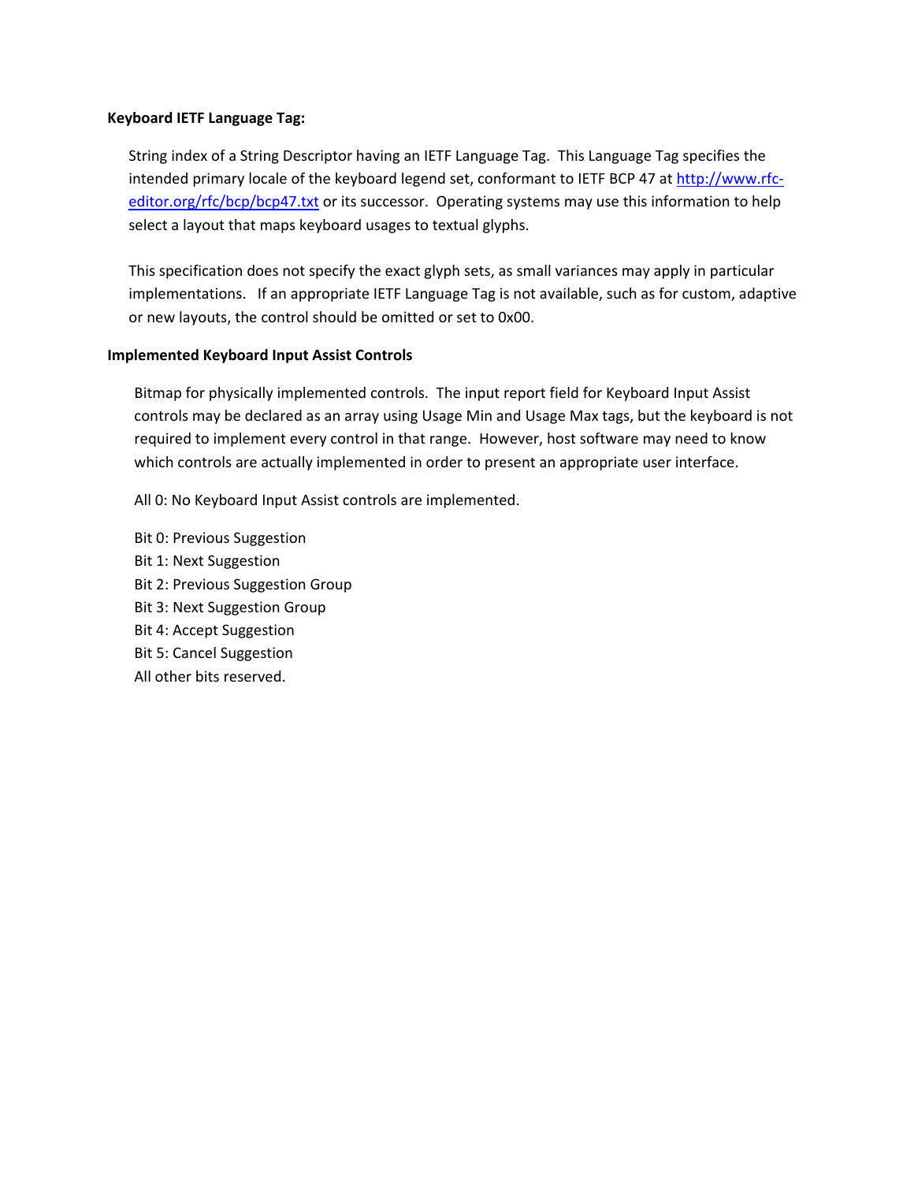**Keyboard IETF Language Tag:**

String index of a String Descriptor having an IETF Language Tag. This Language Tag specifies the intended primary locale of the keyboard legend set, conformant to IETF BCP 47 at http://www.rfc-editor.org/rfc/bcp/bcp47.txt or its successor. Operating systems may use this information to help select a layout that maps keyboard usages to textual glyphs.

This specification does not specify the exact glyph sets, as small variances may apply in particular implementations. If an appropriate IETF Language Tag is not available, such as for custom, adaptive or new layouts, the control should be omitted or set to 0x00.

**Implemented Keyboard Input Assist Controls**

Bitmap for physically implemented controls. The input report field for Keyboard Input Assist controls may be declared as an array using Usage Min and Usage Max tags, but the keyboard is not required to implement every control in that range. However, host software may need to know which controls are actually implemented in order to present an appropriate user interface.

All 0: No Keyboard Input Assist controls are implemented.

Bit 0: Previous Suggestion
Bit 1: Next Suggestion
Bit 2: Previous Suggestion Group
Bit 3: Next Suggestion Group
Bit 4: Accept Suggestion
Bit 5: Cancel Suggestion
All other bits reserved.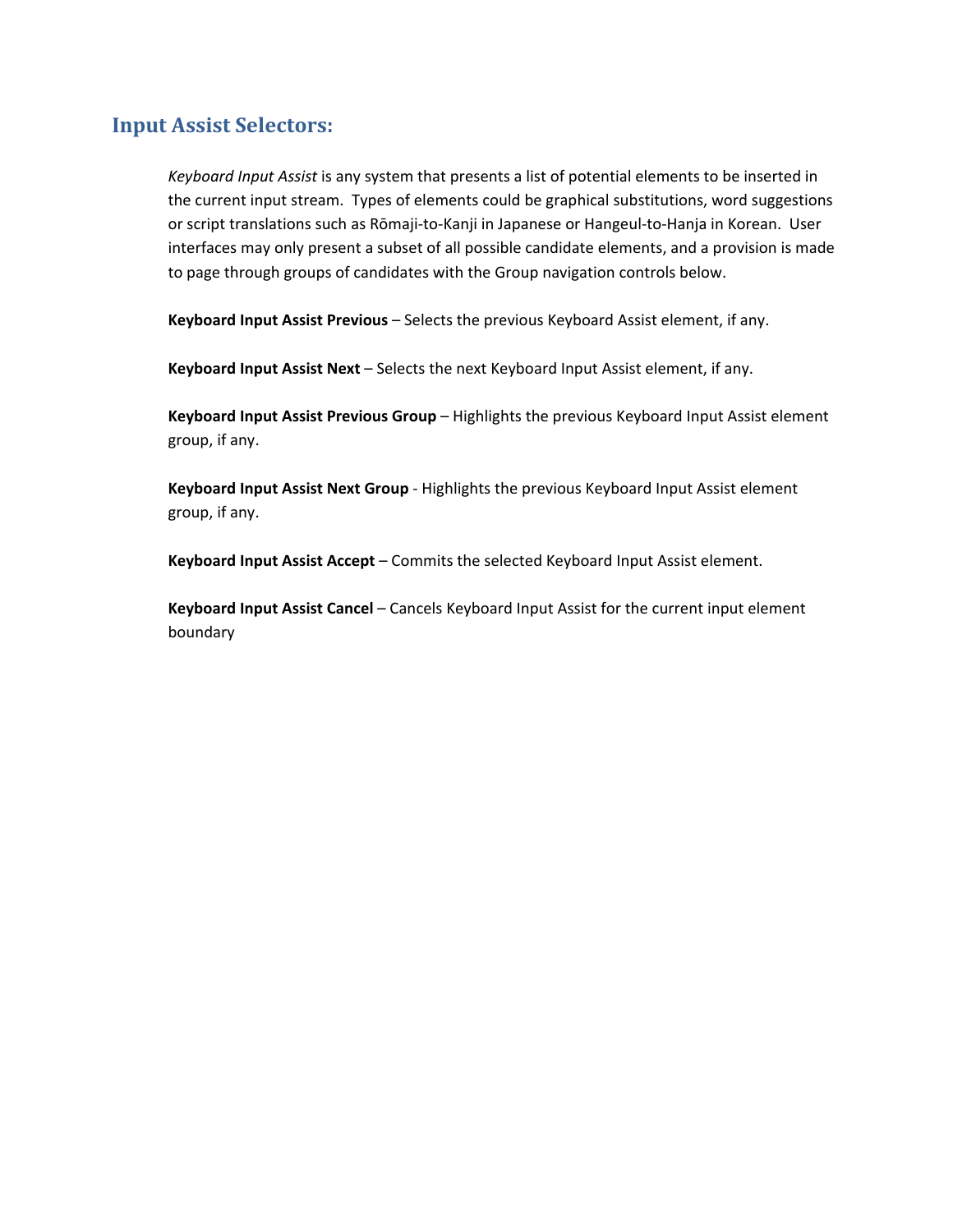## Input Assist Selectors:

*Keyboard Input Assist* is any system that presents a list of potential elements to be inserted in the current input stream. Types of elements could be graphical substitutions, word suggestions or script translations such as Rōmaji-to-Kanji in Japanese or Hangeul-to-Hanja in Korean. User interfaces may only present a subset of all possible candidate elements, and a provision is made to page through groups of candidates with the Group navigation controls below.

**Keyboard Input Assist Previous** – Selects the previous Keyboard Assist element, if any.

**Keyboard Input Assist Next** – Selects the next Keyboard Input Assist element, if any.

**Keyboard Input Assist Previous Group** – Highlights the previous Keyboard Input Assist element group, if any.

**Keyboard Input Assist Next Group** - Highlights the previous Keyboard Input Assist element group, if any.

**Keyboard Input Assist Accept** – Commits the selected Keyboard Input Assist element.

**Keyboard Input Assist Cancel** – Cancels Keyboard Input Assist for the current input element boundary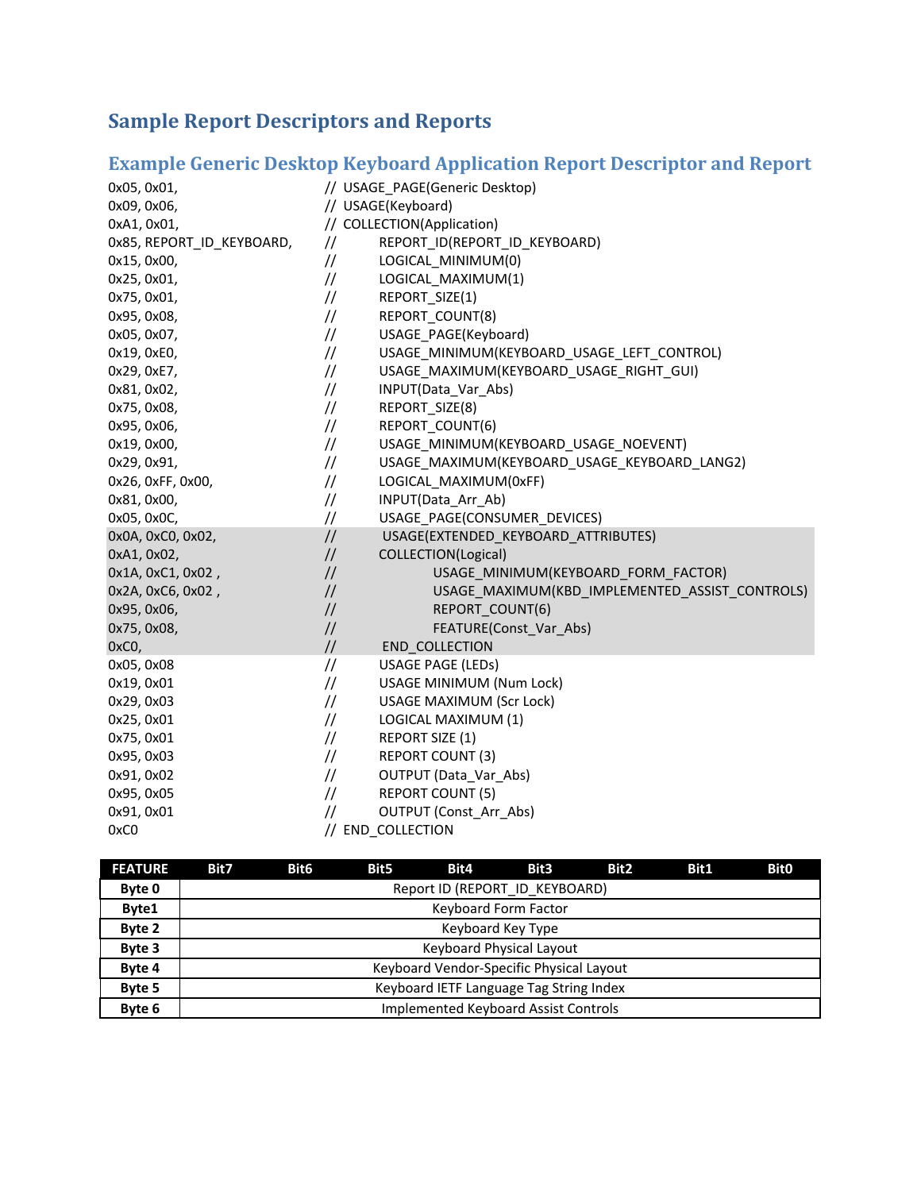## Sample Report Descriptors and Reports

### Example Generic Desktop Keyboard Application Report Descriptor and Report

```
0x05, 0x01,                  // USAGE_PAGE(Generic Desktop)
0x09, 0x06,                  // USAGE(Keyboard)
0xA1, 0x01,                  // COLLECTION(Application)
0x85, REPORT_ID_KEYBOARD,    //      REPORT_ID(REPORT_ID_KEYBOARD)
0x15, 0x00,                  //      LOGICAL_MINIMUM(0)
0x25, 0x01,                  //      LOGICAL_MAXIMUM(1)
0x75, 0x01,                  //      REPORT_SIZE(1)
0x95, 0x08,                  //      REPORT_COUNT(8)
0x05, 0x07,                  //      USAGE_PAGE(Keyboard)
0x19, 0xE0,                  //      USAGE_MINIMUM(KEYBOARD_USAGE_LEFT_CONTROL)
0x29, 0xE7,                  //      USAGE_MAXIMUM(KEYBOARD_USAGE_RIGHT_GUI)
0x81, 0x02,                  //      INPUT(Data_Var_Abs)
0x75, 0x08,                  //      REPORT_SIZE(8)
0x95, 0x06,                  //      REPORT_COUNT(6)
0x19, 0x00,                  //      USAGE_MINIMUM(KEYBOARD_USAGE_NOEVENT)
0x29, 0x91,                  //      USAGE_MAXIMUM(KEYBOARD_USAGE_KEYBOARD_LANG2)
0x26, 0xFF, 0x00,            //      LOGICAL_MAXIMUM(0xFF)
0x81, 0x00,                  //      INPUT(Data_Arr_Ab)
0x05, 0x0C,                  //      USAGE_PAGE(CONSUMER_DEVICES)
0x0A, 0xC0, 0x02,            //      USAGE(EXTENDED_KEYBOARD_ATTRIBUTES)
0xA1, 0x02,                  //      COLLECTION(Logical)
0x1A, 0xC1, 0x02 ,           //           USAGE_MINIMUM(KEYBOARD_FORM_FACTOR)
0x2A, 0xC6, 0x02 ,           //           USAGE_MAXIMUM(KBD_IMPLEMENTED_ASSIST_CONTROLS)
0x95, 0x06,                  //           REPORT_COUNT(6)
0x75, 0x08,                  //           FEATURE(Const_Var_Abs)
0xC0,                        //      END_COLLECTION
0x05, 0x08                   //      USAGE PAGE (LEDs)
0x19, 0x01                   //      USAGE MINIMUM (Num Lock)
0x29, 0x03                   //      USAGE MAXIMUM (Scr Lock)
0x25, 0x01                   //      LOGICAL MAXIMUM (1)
0x75, 0x01                   //      REPORT SIZE (1)
0x95, 0x03                   //      REPORT COUNT (3)
0x91, 0x02                   //      OUTPUT (Data_Var_Abs)
0x95, 0x05                   //      REPORT COUNT (5)
0x91, 0x01                   //      OUTPUT (Const_Arr_Abs)
0xC0                         // END_COLLECTION
```

| FEATURE | Bit7 | Bit6 | Bit5 | Bit4 | Bit3 | Bit2 | Bit1 | Bit0 |
|---|---|---|---|---|---|---|---|---|
| Byte 0 | Report ID (REPORT_ID_KEYBOARD) | | | | | | | |
| Byte1 | Keyboard Form Factor | | | | | | | |
| Byte 2 | Keyboard Key Type | | | | | | | |
| Byte 3 | Keyboard Physical Layout | | | | | | | |
| Byte 4 | Keyboard Vendor-Specific Physical Layout | | | | | | | |
| Byte 5 | Keyboard IETF Language Tag String Index | | | | | | | |
| Byte 6 | Implemented Keyboard Assist Controls | | | | | | | |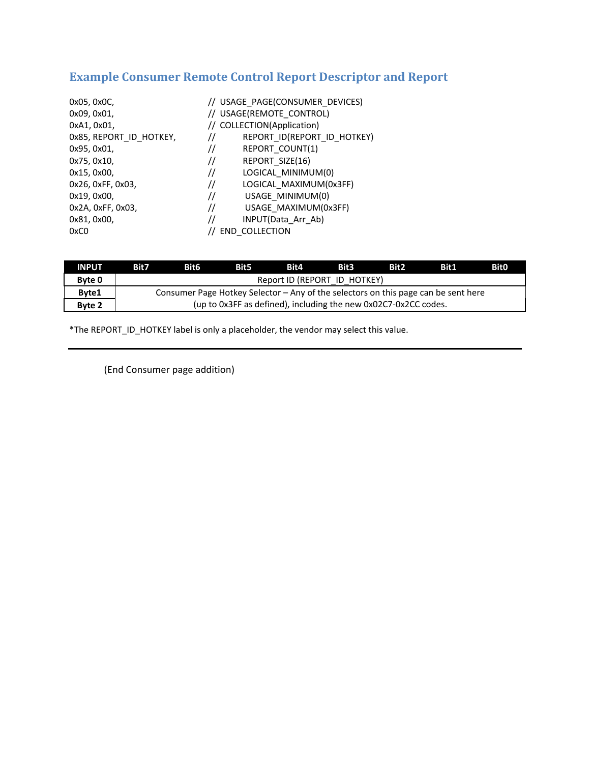## Example Consumer Remote Control Report Descriptor and Report

```
0x05, 0x0C,                 // USAGE_PAGE(CONSUMER_DEVICES)
0x09, 0x01,                 // USAGE(REMOTE_CONTROL)
0xA1, 0x01,                 // COLLECTION(Application)
0x85, REPORT_ID_HOTKEY,     //     REPORT_ID(REPORT_ID_HOTKEY)
0x95, 0x01,                 //     REPORT_COUNT(1)
0x75, 0x10,                 //     REPORT_SIZE(16)
0x15, 0x00,                 //     LOGICAL_MINIMUM(0)
0x26, 0xFF, 0x03,           //     LOGICAL_MAXIMUM(0x3FF)
0x19, 0x00,                 //      USAGE_MINIMUM(0)
0x2A, 0xFF, 0x03,           //      USAGE_MAXIMUM(0x3FF)
0x81, 0x00,                 //     INPUT(Data_Arr_Ab)
0xC0                        // END_COLLECTION
```

| INPUT | Bit7 | Bit6 | Bit5 | Bit4 | Bit3 | Bit2 | Bit1 | Bit0 |
|---|---|---|---|---|---|---|---|---|
| **Byte 0** | Report ID (REPORT_ID_HOTKEY) | | | | | | | |
| **Byte1** | Consumer Page Hotkey Selector – Any of the selectors on this page can be sent here (up to 0x3FF as defined), including the new 0x02C7-0x2CC codes. | | | | | | | |
| **Byte 2** | | | | | | | | |

*The REPORT_ID_HOTKEY label is only a placeholder, the vendor may select this value.

---

(End Consumer page addition)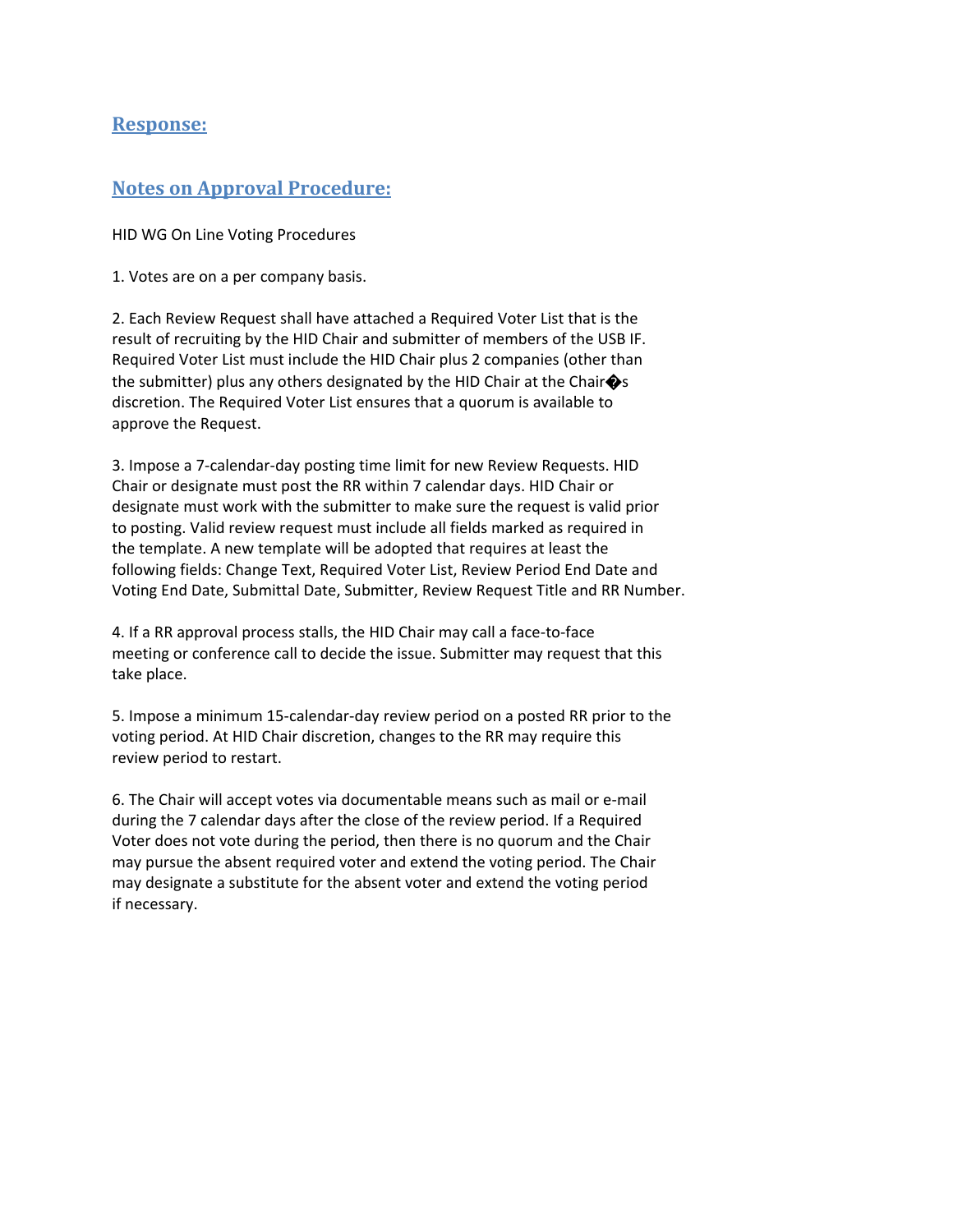## Response:

## Notes on Approval Procedure:

HID WG On Line Voting Procedures

1. Votes are on a per company basis.

2. Each Review Request shall have attached a Required Voter List that is the result of recruiting by the HID Chair and submitter of members of the USB IF. Required Voter List must include the HID Chair plus 2 companies (other than the submitter) plus any others designated by the HID Chair at the Chair�s discretion. The Required Voter List ensures that a quorum is available to approve the Request.

3. Impose a 7-calendar-day posting time limit for new Review Requests. HID Chair or designate must post the RR within 7 calendar days. HID Chair or designate must work with the submitter to make sure the request is valid prior to posting. Valid review request must include all fields marked as required in the template. A new template will be adopted that requires at least the following fields: Change Text, Required Voter List, Review Period End Date and Voting End Date, Submittal Date, Submitter, Review Request Title and RR Number.

4. If a RR approval process stalls, the HID Chair may call a face-to-face meeting or conference call to decide the issue. Submitter may request that this take place.

5. Impose a minimum 15-calendar-day review period on a posted RR prior to the voting period. At HID Chair discretion, changes to the RR may require this review period to restart.

6. The Chair will accept votes via documentable means such as mail or e-mail during the 7 calendar days after the close of the review period. If a Required Voter does not vote during the period, then there is no quorum and the Chair may pursue the absent required voter and extend the voting period. The Chair may designate a substitute for the absent voter and extend the voting period if necessary.